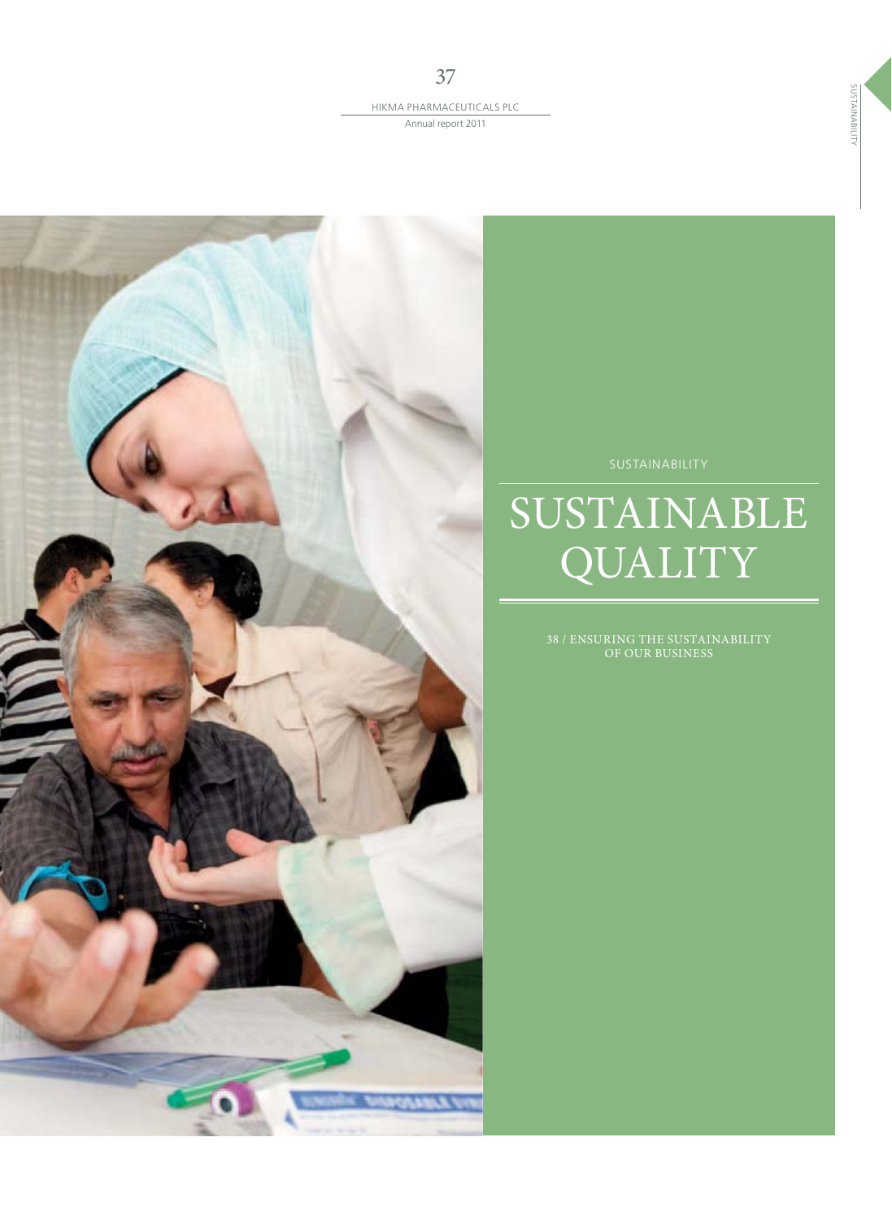SUSTAINABILITY

# SUSTAINABLE QUALITY

38 / ENSURING THE SUSTAINABILITY OF OUR BUSINESS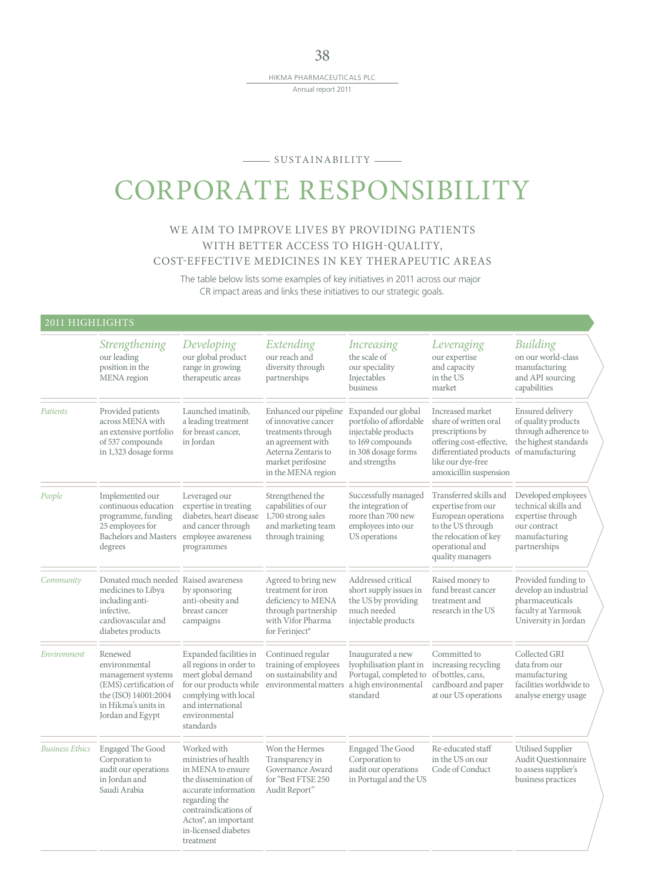SUSTAINABILITY

# CORPORATE RESPONSIBILITY

## WE AIM TO IMPROVE LIVES BY PROVIDING PATIENTS WITH BETTER ACCESS TO HIGH-QUALITY, COST-EFFECTIVE MEDICINES IN KEY THERAPEUTIC AREAS

The table below lists some examples of key initiatives in 2011 across our major CR impact areas and links these initiatives to our strategic goals.

### 2011 HIGHLIGHTS

| | *Strengthening* our leading position in the MENA region | *Developing* our global product range in growing therapeutic areas | *Extending* our reach and diversity through partnerships | *Increasing* the scale of our speciality Injectables business | *Leveraging* our expertise and capacity in the US market | *Building* on our world-class manufacturing and API sourcing capabilities |
|---|---|---|---|---|---|---|
| *Patients* | Provided patients across MENA with an extensive portfolio of 537 compounds in 1,323 dosage forms | Launched imatinib, a leading treatment for breast cancer, in Jordan | Enhanced our pipeline of innovative cancer treatments through an agreement with Aeterna Zentaris to market perifosine in the MENA region | Expanded our global portfolio of affordable injectable products to 169 compounds in 308 dosage forms and strengths | Increased market share of written oral prescriptions by offering cost-effective, differentiated products like our dye-free amoxicillin suspension | Ensured delivery of quality products through adherence to the highest standards of manufacturing |
| *People* | Implemented our continuous education programme, funding 25 employees for Bachelors and Masters degrees | Leveraged our expertise in treating diabetes, heart disease and cancer through employee awareness programmes | Strengthened the capabilities of our 1,700 strong sales and marketing team through training | Successfully managed the integration of more than 700 new employees into our US operations | Transferred skills and expertise from our European operations to the US through the relocation of key operational and quality managers | Developed employees technical skills and expertise through our contract manufacturing partnerships |
| *Community* | Donated much needed medicines to Libya including anti-infective, cardiovascular and diabetes products | Raised awareness by sponsoring anti-obesity and breast cancer campaigns | Agreed to bring new treatment for iron deficiency to MENA through partnership with Vifor Pharma for Ferinject® | Addressed critical short supply issues in the US by providing much needed injectable products | Raised money to fund breast cancer treatment and research in the US | Provided funding to develop an industrial pharmaceuticals faculty at Yarmouk University in Jordan |
| *Environment* | Renewed environmental management systems (EMS) certification of the (ISO) 14001:2004 in Hikma's units in Jordan and Egypt | Expanded facilities in all regions in order to meet global demand for our products while complying with local and international environmental standards | Continued regular training of employees on sustainability and environmental matters | Inaugurated a new lyophilisation plant in Portugal, completed to a high environmental standard | Committed to increasing recycling of bottles, cans, cardboard and paper at our US operations | Collected GRI data from our manufacturing facilities worldwide to analyse energy usage |
| *Business Ethics* | Engaged The Good Corporation to audit our operations in Jordan and Saudi Arabia | Worked with ministries of health in MENA to ensure the dissemination of accurate information regarding the contraindications of Actos®, an important in-licensed diabetes treatment | Won the Hermes Transparency in Governance Award for "Best FTSE 250 Audit Report" | Engaged The Good Corporation to audit our operations in Portugal and the US | Re-educated staff in the US on our Code of Conduct | Utilised Supplier Audit Questionnaire to assess supplier's business practices |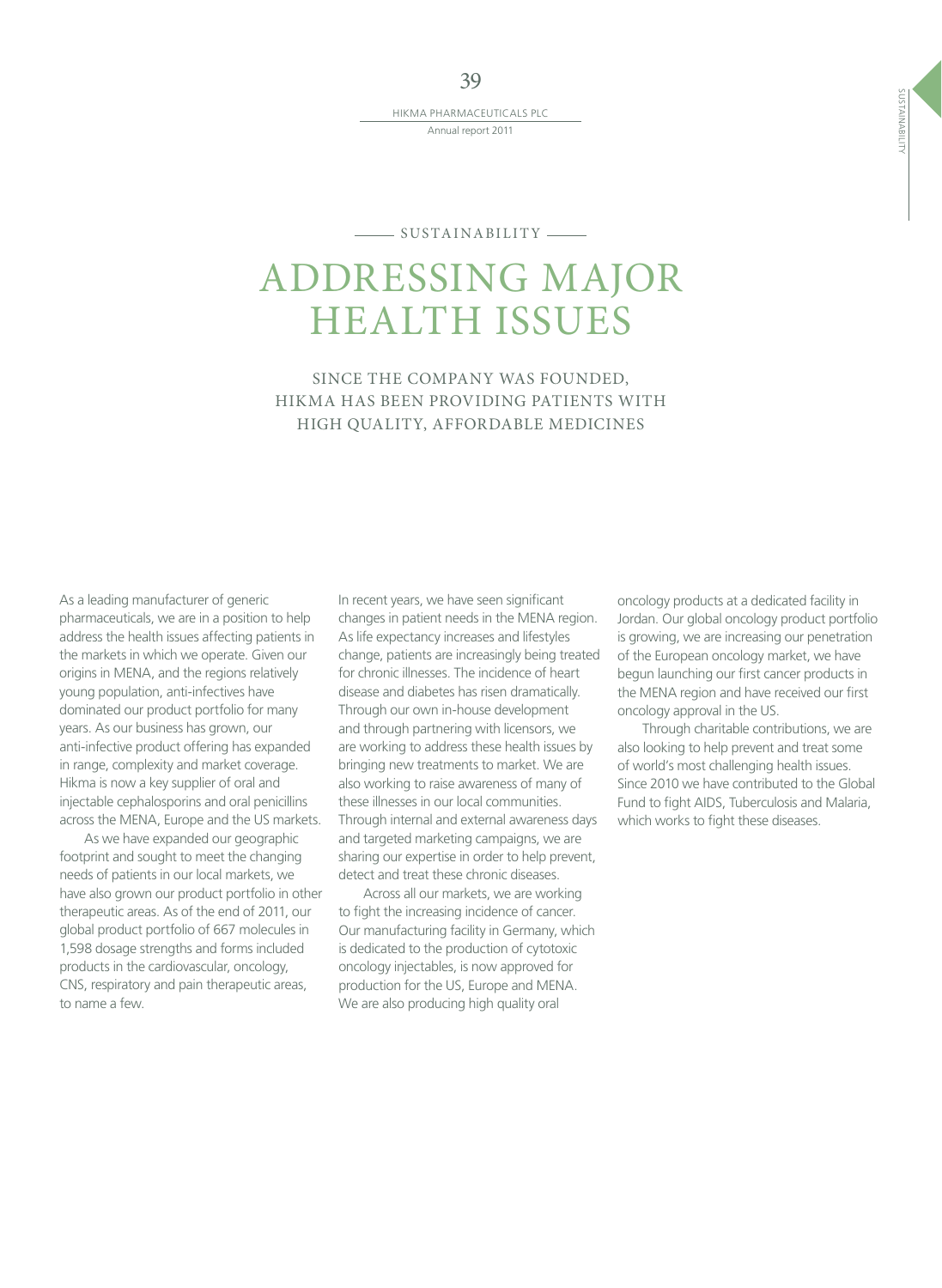SUSTAINABILITY

# ADDRESSING MAJOR HEALTH ISSUES

## SINCE THE COMPANY WAS FOUNDED, HIKMA HAS BEEN PROVIDING PATIENTS WITH HIGH QUALITY, AFFORDABLE MEDICINES

As a leading manufacturer of generic pharmaceuticals, we are in a position to help address the health issues affecting patients in the markets in which we operate. Given our origins in MENA, and the regions relatively young population, anti-infectives have dominated our product portfolio for many years. As our business has grown, our anti-infective product offering has expanded in range, complexity and market coverage. Hikma is now a key supplier of oral and injectable cephalosporins and oral penicillins across the MENA, Europe and the US markets.

As we have expanded our geographic footprint and sought to meet the changing needs of patients in our local markets, we have also grown our product portfolio in other therapeutic areas. As of the end of 2011, our global product portfolio of 667 molecules in 1,598 dosage strengths and forms included products in the cardiovascular, oncology, CNS, respiratory and pain therapeutic areas, to name a few.

In recent years, we have seen significant changes in patient needs in the MENA region. As life expectancy increases and lifestyles change, patients are increasingly being treated for chronic illnesses. The incidence of heart disease and diabetes has risen dramatically. Through our own in-house development and through partnering with licensors, we are working to address these health issues by bringing new treatments to market. We are also working to raise awareness of many of these illnesses in our local communities. Through internal and external awareness days and targeted marketing campaigns, we are sharing our expertise in order to help prevent, detect and treat these chronic diseases.

Across all our markets, we are working to fight the increasing incidence of cancer. Our manufacturing facility in Germany, which is dedicated to the production of cytotoxic oncology injectables, is now approved for production for the US, Europe and MENA. We are also producing high quality oral oncology products at a dedicated facility in Jordan. Our global oncology product portfolio is growing, we are increasing our penetration of the European oncology market, we have begun launching our first cancer products in the MENA region and have received our first oncology approval in the US.

Through charitable contributions, we are also looking to help prevent and treat some of world's most challenging health issues. Since 2010 we have contributed to the Global Fund to fight AIDS, Tuberculosis and Malaria, which works to fight these diseases.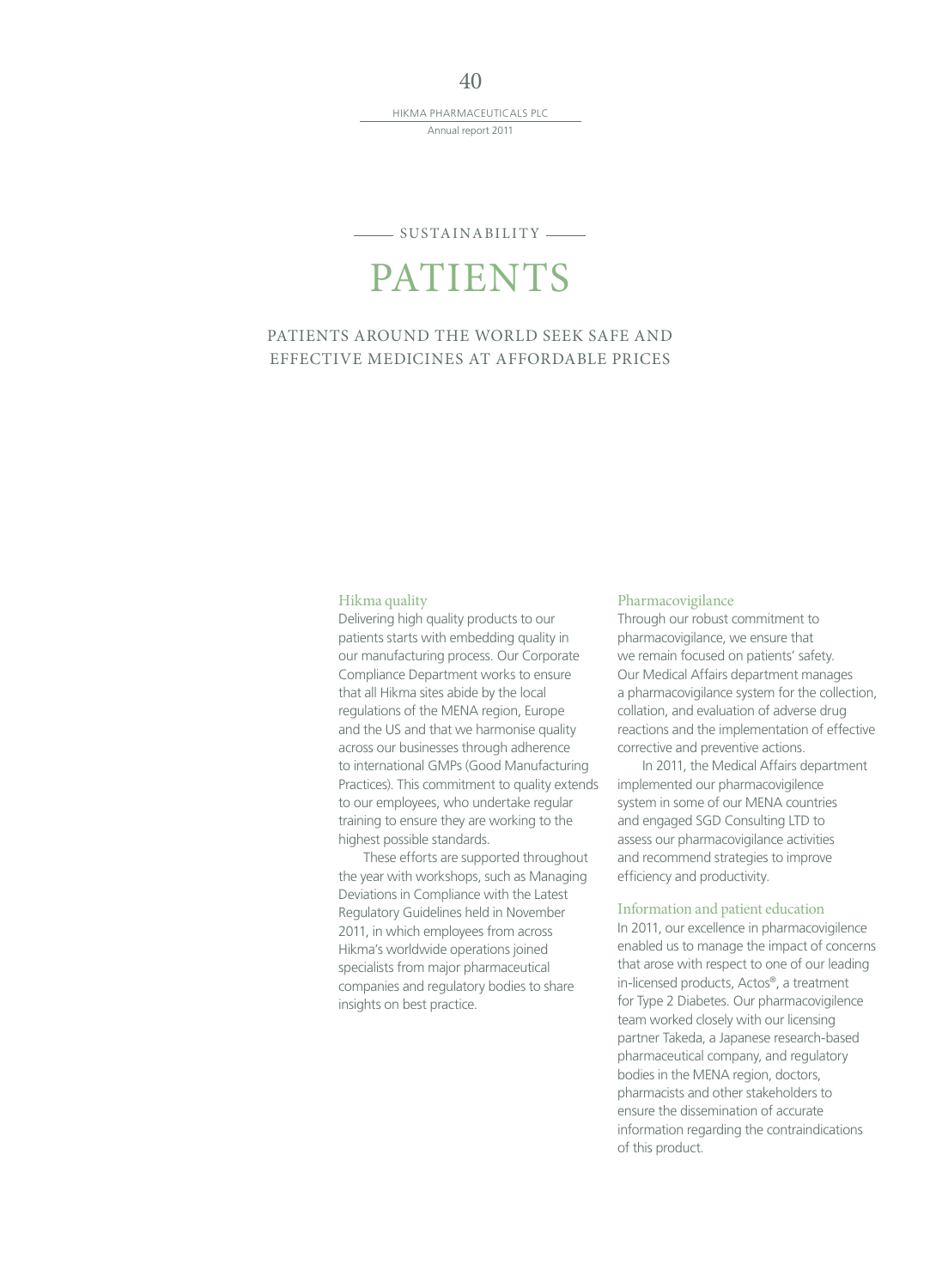SUSTAINABILITY

# PATIENTS

## PATIENTS AROUND THE WORLD SEEK SAFE AND EFFECTIVE MEDICINES AT AFFORDABLE PRICES

### Hikma quality

Delivering high quality products to our patients starts with embedding quality in our manufacturing process. Our Corporate Compliance Department works to ensure that all Hikma sites abide by the local regulations of the MENA region, Europe and the US and that we harmonise quality across our businesses through adherence to international GMPs (Good Manufacturing Practices). This commitment to quality extends to our employees, who undertake regular training to ensure they are working to the highest possible standards.

These efforts are supported throughout the year with workshops, such as Managing Deviations in Compliance with the Latest Regulatory Guidelines held in November 2011, in which employees from across Hikma's worldwide operations joined specialists from major pharmaceutical companies and regulatory bodies to share insights on best practice.

### Pharmacovigilance

Through our robust commitment to pharmacovigilance, we ensure that we remain focused on patients' safety. Our Medical Affairs department manages a pharmacovigilance system for the collection, collation, and evaluation of adverse drug reactions and the implementation of effective corrective and preventive actions.

In 2011, the Medical Affairs department implemented our pharmacovigilence system in some of our MENA countries and engaged SGD Consulting LTD to assess our pharmacovigilance activities and recommend strategies to improve efficiency and productivity.

### Information and patient education

In 2011, our excellence in pharmacovigilence enabled us to manage the impact of concerns that arose with respect to one of our leading in-licensed products, Actos®, a treatment for Type 2 Diabetes. Our pharmacovigilance team worked closely with our licensing partner Takeda, a Japanese research-based pharmaceutical company, and regulatory bodies in the MENA region, doctors, pharmacists and other stakeholders to ensure the dissemination of accurate information regarding the contraindications of this product.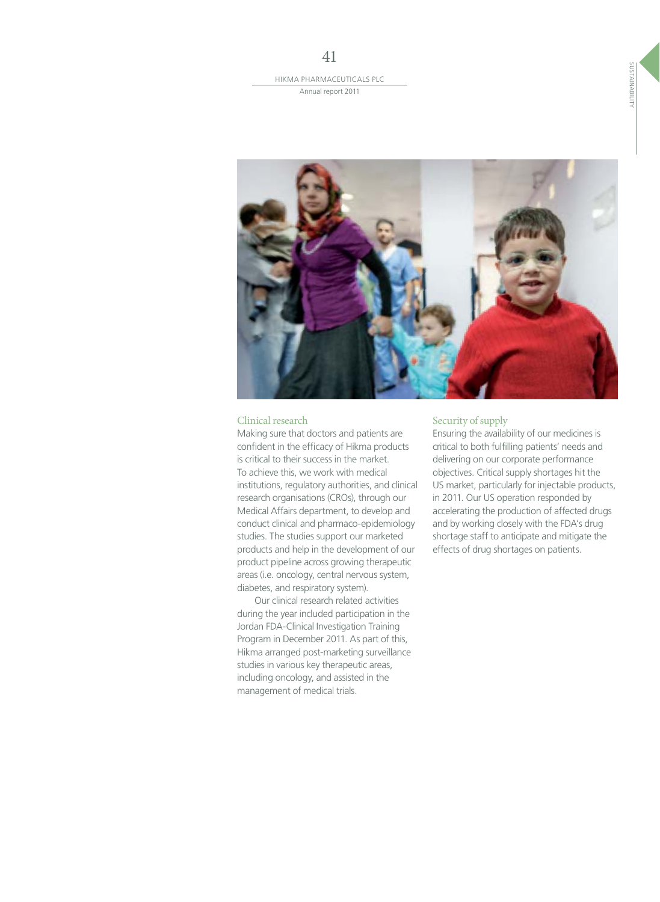## Clinical research

Making sure that doctors and patients are confident in the efficacy of Hikma products is critical to their success in the market. To achieve this, we work with medical institutions, regulatory authorities, and clinical research organisations (CROs), through our Medical Affairs department, to develop and conduct clinical and pharmaco-epidemiology studies. The studies support our marketed products and help in the development of our product pipeline across growing therapeutic areas (i.e. oncology, central nervous system, diabetes, and respiratory system).

Our clinical research related activities during the year included participation in the Jordan FDA-Clinical Investigation Training Program in December 2011. As part of this, Hikma arranged post-marketing surveillance studies in various key therapeutic areas, including oncology, and assisted in the management of medical trials.

## Security of supply

Ensuring the availability of our medicines is critical to both fulfilling patients' needs and delivering on our corporate performance objectives. Critical supply shortages hit the US market, particularly for injectable products, in 2011. Our US operation responded by accelerating the production of affected drugs and by working closely with the FDA's drug shortage staff to anticipate and mitigate the effects of drug shortages on patients.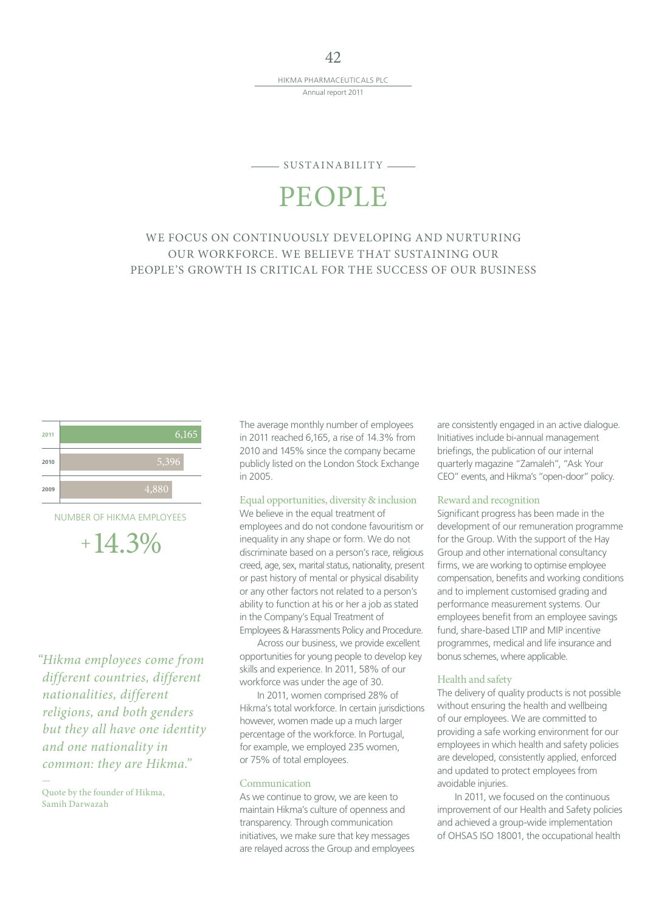SUSTAINABILITY

# PEOPLE

WE FOCUS ON CONTINUOUSLY DEVELOPING AND NURTURING OUR WORKFORCE. WE BELIEVE THAT SUSTAINING OUR PEOPLE'S GROWTH IS CRITICAL FOR THE SUCCESS OF OUR BUSINESS

| Year | Employees |
|---|---|
| 2011 | 6,165 |
| 2010 | 5,396 |
| 2009 | 4,880 |

NUMBER OF HIKMA EMPLOYEES

+14.3%

*"Hikma employees come from different countries, different nationalities, different religions, and both genders but they all have one identity and one nationality in common: they are Hikma."*

—

Quote by the founder of Hikma, Samih Darwazah

The average monthly number of employees in 2011 reached 6,165, a rise of 14.3% from 2010 and 145% since the company became publicly listed on the London Stock Exchange in 2005.

### Equal opportunities, diversity & inclusion

We believe in the equal treatment of employees and do not condone favouritism or inequality in any shape or form. We do not discriminate based on a person's race, religious creed, age, sex, marital status, nationality, present or past history of mental or physical disability or any other factors not related to a person's ability to function at his or her a job as stated in the Company's Equal Treatment of Employees & Harassments Policy and Procedure.

Across our business, we provide excellent opportunities for young people to develop key skills and experience. In 2011, 58% of our workforce was under the age of 30.

In 2011, women comprised 28% of Hikma's total workforce. In certain jurisdictions however, women made up a much larger percentage of the workforce. In Portugal, for example, we employed 235 women, or 75% of total employees.

### Communication

As we continue to grow, we are keen to maintain Hikma's culture of openness and transparency. Through communication initiatives, we make sure that key messages are relayed across the Group and employees are consistently engaged in an active dialogue. Initiatives include bi-annual management briefings, the publication of our internal quarterly magazine "Zamaleh", "Ask Your CEO" events, and Hikma's "open-door" policy.

### Reward and recognition

Significant progress has been made in the development of our remuneration programme for the Group. With the support of the Hay Group and other international consultancy firms, we are working to optimise employee compensation, benefits and working conditions and to implement customised grading and performance measurement systems. Our employees benefit from an employee savings fund, share-based LTIP and MIP incentive programmes, medical and life insurance and bonus schemes, where applicable.

### Health and safety

The delivery of quality products is not possible without ensuring the health and wellbeing of our employees. We are committed to providing a safe working environment for our employees in which health and safety policies are developed, consistently applied, enforced and updated to protect employees from avoidable injuries.

In 2011, we focused on the continuous improvement of our Health and Safety policies and achieved a group-wide implementation of OHSAS ISO 18001, the occupational health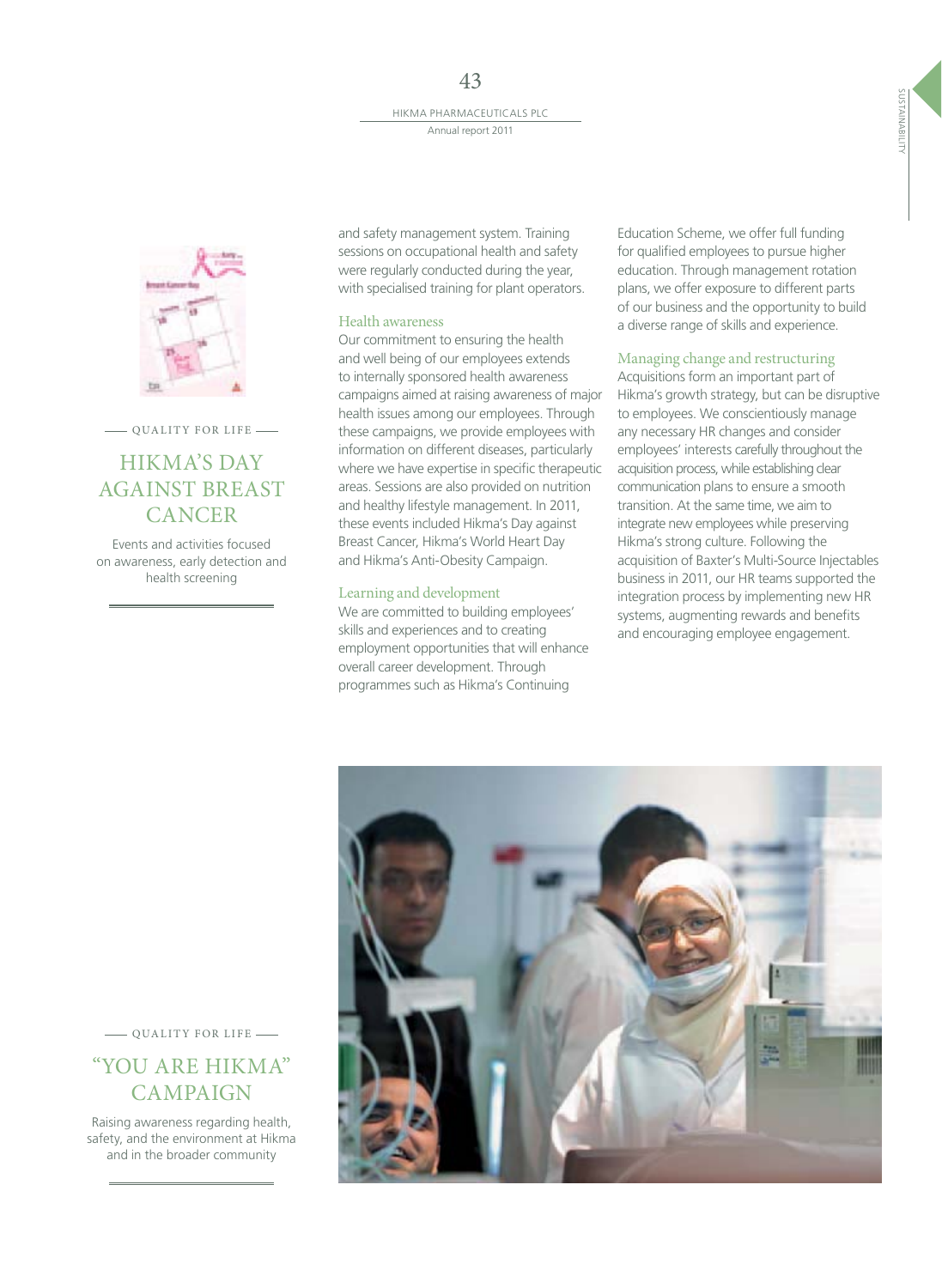and safety management system. Training sessions on occupational health and safety were regularly conducted during the year, with specialised training for plant operators.

### Health awareness

Our commitment to ensuring the health and well being of our employees extends to internally sponsored health awareness campaigns aimed at raising awareness of major health issues among our employees. Through these campaigns, we provide employees with information on different diseases, particularly where we have expertise in specific therapeutic areas. Sessions are also provided on nutrition and healthy lifestyle management. In 2011, these events included Hikma's Day against Breast Cancer, Hikma's World Heart Day and Hikma's Anti-Obesity Campaign.

### Learning and development

We are committed to building employees' skills and experiences and to creating employment opportunities that will enhance overall career development. Through programmes such as Hikma's Continuing Education Scheme, we offer full funding for qualified employees to pursue higher education. Through management rotation plans, we offer exposure to different parts of our business and the opportunity to build a diverse range of skills and experience.

### Managing change and restructuring

Acquisitions form an important part of Hikma's growth strategy, but can be disruptive to employees. We conscientiously manage any necessary HR changes and consider employees' interests carefully throughout the acquisition process, while establishing clear communication plans to ensure a smooth transition. At the same time, we aim to integrate new employees while preserving Hikma's strong culture. Following the acquisition of Baxter's Multi-Source Injectables business in 2011, our HR teams supported the integration process by implementing new HR systems, augmenting rewards and benefits and encouraging employee engagement.

QUALITY FOR LIFE

## HIKMA'S DAY AGAINST BREAST CANCER

Events and activities focused on awareness, early detection and health screening

QUALITY FOR LIFE

## "YOU ARE HIKMA" CAMPAIGN

Raising awareness regarding health, safety, and the environment at Hikma and in the broader community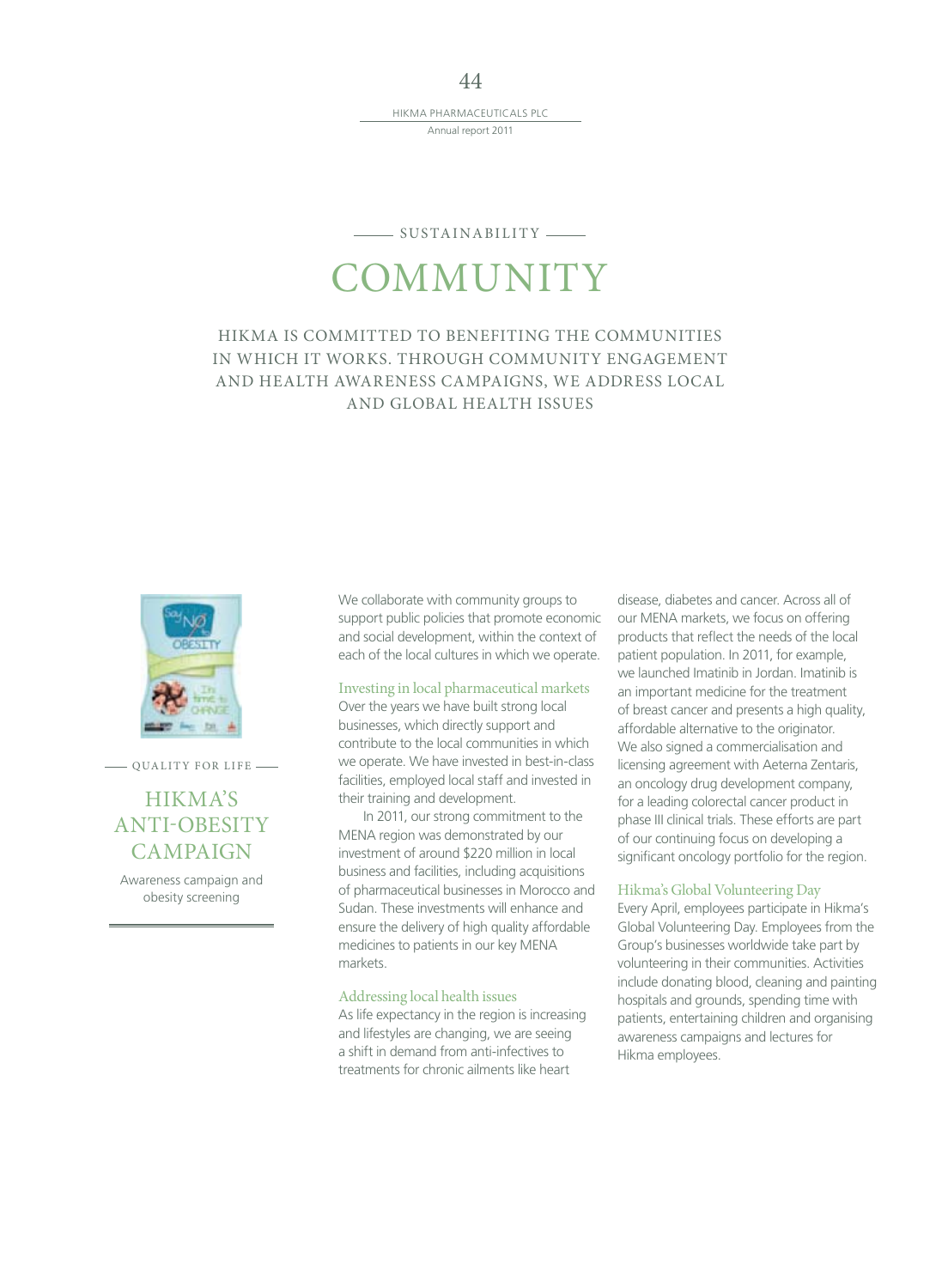SUSTAINABILITY

# COMMUNITY

HIKMA IS COMMITTED TO BENEFITING THE COMMUNITIES IN WHICH IT WORKS. THROUGH COMMUNITY ENGAGEMENT AND HEALTH AWARENESS CAMPAIGNS, WE ADDRESS LOCAL AND GLOBAL HEALTH ISSUES

QUALITY FOR LIFE

## HIKMA'S ANTI-OBESITY CAMPAIGN

Awareness campaign and obesity screening

We collaborate with community groups to support public policies that promote economic and social development, within the context of each of the local cultures in which we operate.

### Investing in local pharmaceutical markets

Over the years we have built strong local businesses, which directly support and contribute to the local communities in which we operate. We have invested in best-in-class facilities, employed local staff and invested in their training and development.

In 2011, our strong commitment to the MENA region was demonstrated by our investment of around $220 million in local business and facilities, including acquisitions of pharmaceutical businesses in Morocco and Sudan. These investments will enhance and ensure the delivery of high quality affordable medicines to patients in our key MENA markets.

### Addressing local health issues

As life expectancy in the region is increasing and lifestyles are changing, we are seeing a shift in demand from anti-infectives to treatments for chronic ailments like heart disease, diabetes and cancer. Across all of our MENA markets, we focus on offering products that reflect the needs of the local patient population. In 2011, for example, we launched Imatinib in Jordan. Imatinib is an important medicine for the treatment of breast cancer and presents a high quality, affordable alternative to the originator. We also signed a commercialisation and licensing agreement with Aeterna Zentaris, an oncology drug development company, for a leading colorectal cancer product in phase III clinical trials. These efforts are part of our continuing focus on developing a significant oncology portfolio for the region.

### Hikma's Global Volunteering Day

Every April, employees participate in Hikma's Global Volunteering Day. Employees from the Group's businesses worldwide take part by volunteering in their communities. Activities include donating blood, cleaning and painting hospitals and grounds, spending time with patients, entertaining children and organising awareness campaigns and lectures for Hikma employees.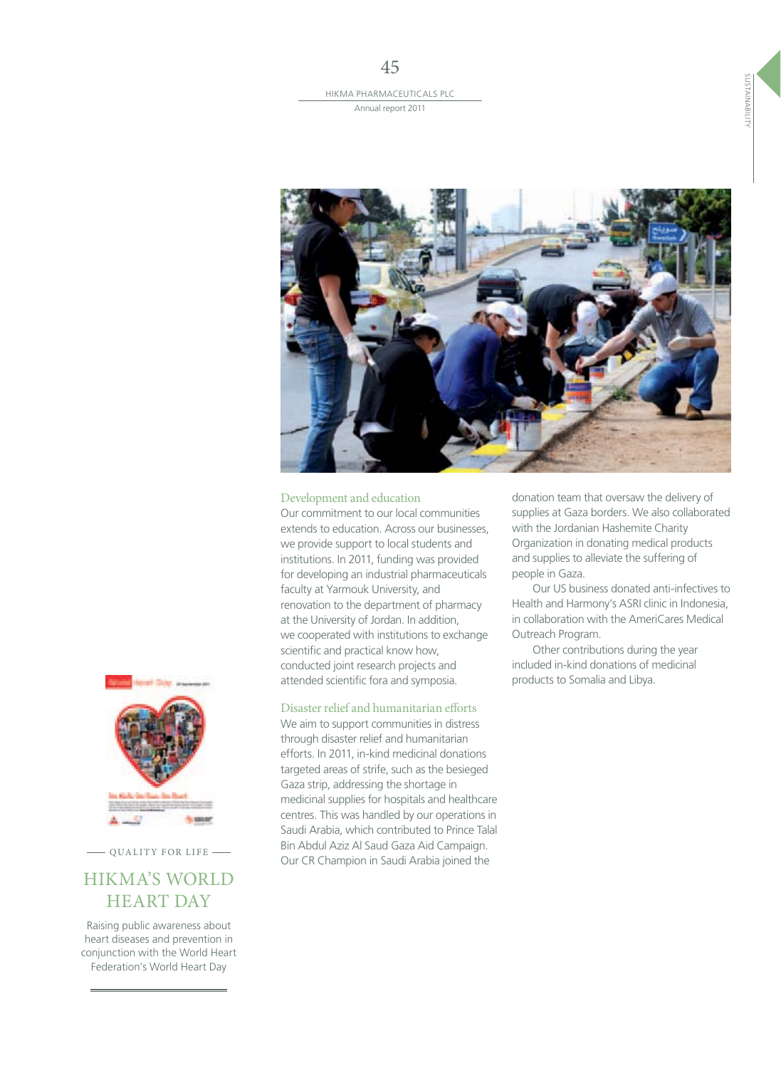## Development and education

Our commitment to our local communities extends to education. Across our businesses, we provide support to local students and institutions. In 2011, funding was provided for developing an industrial pharmaceuticals faculty at Yarmouk University, and renovation to the department of pharmacy at the University of Jordan. In addition, we cooperated with institutions to exchange scientific and practical know how, conducted joint research projects and attended scientific fora and symposia.

## Disaster relief and humanitarian efforts

We aim to support communities in distress through disaster relief and humanitarian efforts. In 2011, in-kind medicinal donations targeted areas of strife, such as the besieged Gaza strip, addressing the shortage in medicinal supplies for hospitals and healthcare centres. This was handled by our operations in Saudi Arabia, which contributed to Prince Talal Bin Abdul Aziz Al Saud Gaza Aid Campaign. Our CR Champion in Saudi Arabia joined the donation team that oversaw the delivery of supplies at Gaza borders. We also collaborated with the Jordanian Hashemite Charity Organization in donating medical products and supplies to alleviate the suffering of people in Gaza.

Our US business donated anti-infectives to Health and Harmony's ASRI clinic in Indonesia, in collaboration with the AmeriCares Medical Outreach Program.

Other contributions during the year included in-kind donations of medicinal products to Somalia and Libya.

QUALITY FOR LIFE

## HIKMA'S WORLD HEART DAY

Raising public awareness about heart diseases and prevention in conjunction with the World Heart Federation's World Heart Day